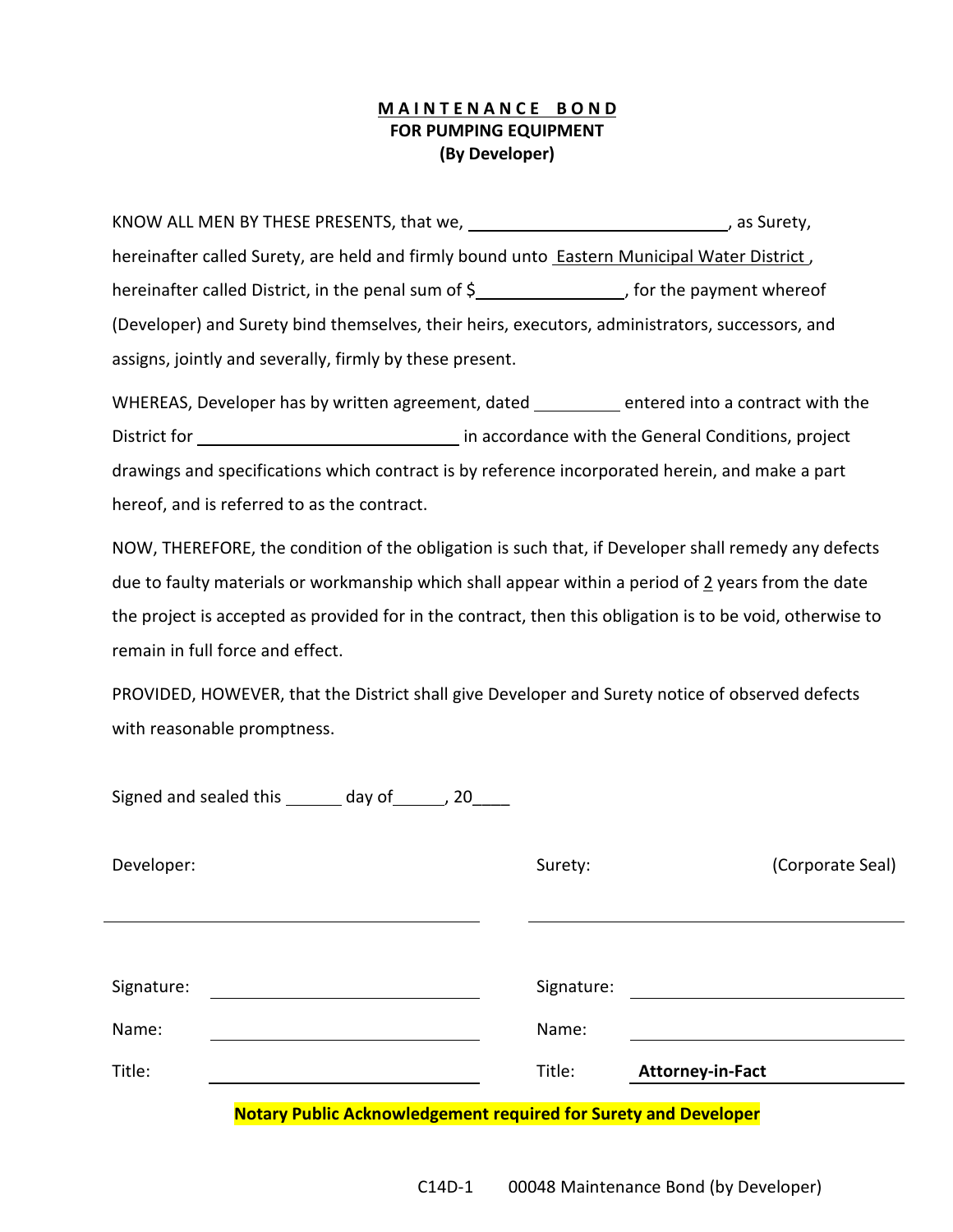# M A I N T E N A N C E B O N D
## FOR PUMPING EQUIPMENT
## (By Developer)

KNOW ALL MEN BY THESE PRESENTS, that we, \_\_\_\_\_\_\_\_\_\_\_\_\_\_\_\_\_\_\_\_\_\_\_\_\_\_\_\_, as Surety, hereinafter called Surety, are held and firmly bound unto Eastern Municipal Water District, hereinafter called District, in the penal sum of $\_\_\_\_\_\_\_\_\_\_\_\_\_\_\_\_, for the payment whereof (Developer) and Surety bind themselves, their heirs, executors, administrators, successors, and assigns, jointly and severally, firmly by these present.

WHEREAS, Developer has by written agreement, dated \_\_\_\_\_\_\_\_\_\_ entered into a contract with the District for \_\_\_\_\_\_\_\_\_\_\_\_\_\_\_\_\_\_\_\_\_\_\_\_\_\_\_\_\_\_ in accordance with the General Conditions, project drawings and specifications which contract is by reference incorporated herein, and make a part hereof, and is referred to as the contract.

NOW, THEREFORE, the condition of the obligation is such that, if Developer shall remedy any defects due to faulty materials or workmanship which shall appear within a period of 2 years from the date the project is accepted as provided for in the contract, then this obligation is to be void, otherwise to remain in full force and effect.

PROVIDED, HOWEVER, that the District shall give Developer and Surety notice of observed defects with reasonable promptness.

Signed and sealed this \_\_\_\_\_\_ day of\_\_\_\_\_\_, 20\_\_\_\_

| Developer: | | Surety: | (Corporate Seal) |
|---|---|---|---|
| \_\_\_\_\_\_\_\_\_\_\_\_\_\_\_\_\_\_\_\_\_\_\_\_\_\_\_\_ | | \_\_\_\_\_\_\_\_\_\_\_\_\_\_\_\_\_\_\_\_\_\_\_\_\_\_\_\_ | |
| Signature: | \_\_\_\_\_\_\_\_\_\_\_\_\_\_\_\_\_\_\_\_ | Signature: | \_\_\_\_\_\_\_\_\_\_\_\_\_\_\_\_\_\_\_\_ |
| Name: | \_\_\_\_\_\_\_\_\_\_\_\_\_\_\_\_\_\_\_\_ | Name: | \_\_\_\_\_\_\_\_\_\_\_\_\_\_\_\_\_\_\_\_ |
| Title: | \_\_\_\_\_\_\_\_\_\_\_\_\_\_\_\_\_\_\_\_ | Title: | **Attorney-in-Fact** |

**Notary Public Acknowledgement required for Surety and Developer**

C14D-1 00048 Maintenance Bond (by Developer)